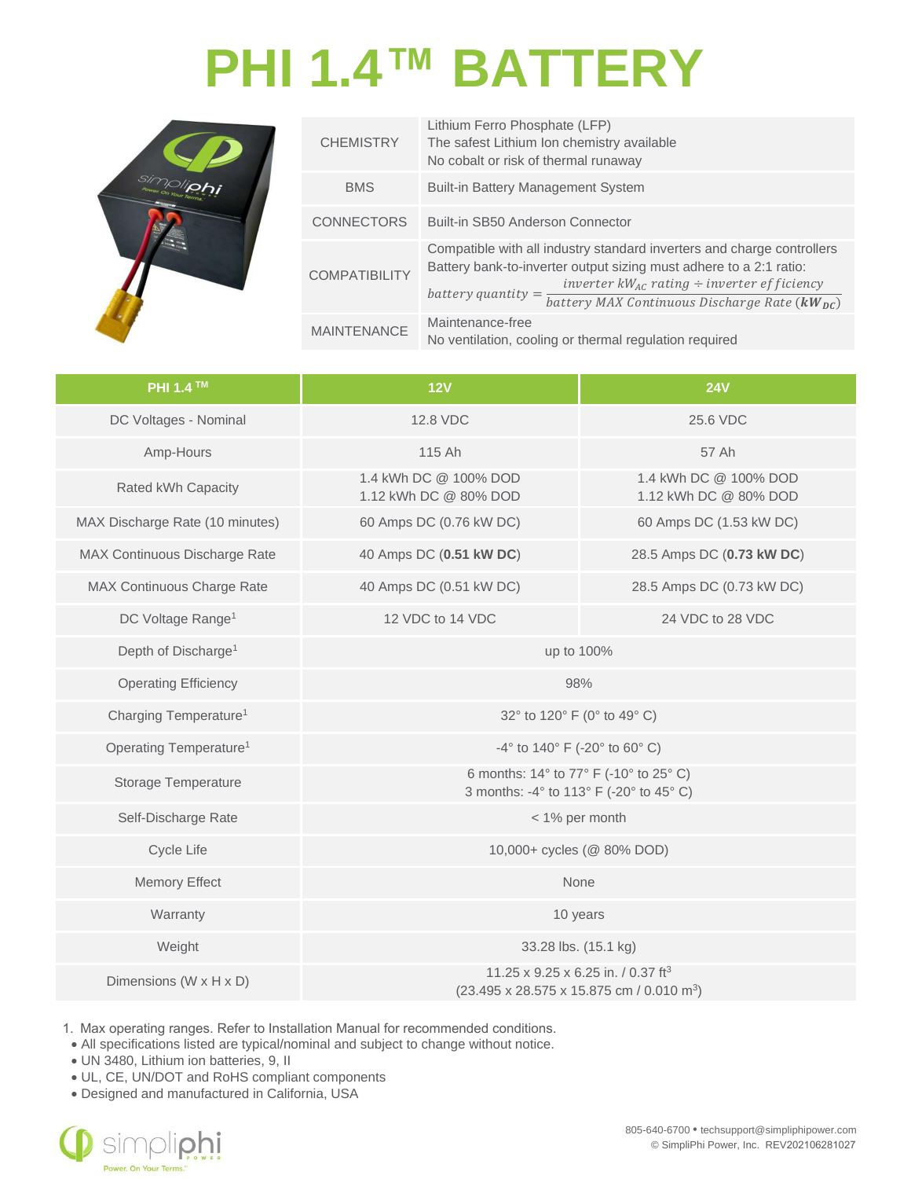# PHI 1.4™ BATTERY

| | |
|---|---|
| CHEMISTRY | Lithium Ferro Phosphate (LFP)<br>The safest Lithium Ion chemistry available<br>No cobalt or risk of thermal runaway |
| BMS | Built-in Battery Management System |
| CONNECTORS | Built-in SB50 Anderson Connector |
| COMPATIBILITY | Compatible with all industry standard inverters and charge controllers<br>Battery bank-to-inverter output sizing must adhere to a 2:1 ratio:<br>$battery\ quantity = \frac{inverter\ kW_{AC}\ rating \div inverter\ efficiency}{battery\ MAX\ Continuous\ Discharge\ Rate\ (\boldsymbol{kW_{DC}})}$ |
| MAINTENANCE | Maintenance-free<br>No ventilation, cooling or thermal regulation required |

| PHI 1.4 ™ | 12V | 24V |
|---|---|---|
| DC Voltages - Nominal | 12.8 VDC | 25.6 VDC |
| Amp-Hours | 115 Ah | 57 Ah |
| Rated kWh Capacity | 1.4 kWh DC @ 100% DOD<br>1.12 kWh DC @ 80% DOD | 1.4 kWh DC @ 100% DOD<br>1.12 kWh DC @ 80% DOD |
| MAX Discharge Rate (10 minutes) | 60 Amps DC (0.76 kW DC) | 60 Amps DC (1.53 kW DC) |
| MAX Continuous Discharge Rate | 40 Amps DC (**0.51 kW DC**) | 28.5 Amps DC (**0.73 kW DC**) |
| MAX Continuous Charge Rate | 40 Amps DC (0.51 kW DC) | 28.5 Amps DC (0.73 kW DC) |
| DC Voltage Range[1] | 12 VDC to 14 VDC | 24 VDC to 28 VDC |
| Depth of Discharge[1] | up to 100% | |
| Operating Efficiency | 98% | |
| Charging Temperature[1] | 32° to 120° F (0° to 49° C) | |
| Operating Temperature[1] | -4° to 140° F (-20° to 60° C) | |
| Storage Temperature | 6 months: 14° to 77° F (-10° to 25° C)<br>3 months: -4° to 113° F (-20° to 45° C) | |
| Self-Discharge Rate | < 1% per month | |
| Cycle Life | 10,000+ cycles (@ 80% DOD) | |
| Memory Effect | None | |
| Warranty | 10 years | |
| Weight | 33.28 lbs. (15.1 kg) | |
| Dimensions (W x H x D) | 11.25 x 9.25 x 6.25 in. / 0.37 ft$^3$<br>(23.495 x 28.575 x 15.875 cm / 0.010 m$^3$) | |

1. Max operating ranges. Refer to Installation Manual for recommended conditions.

- All specifications listed are typical/nominal and subject to change without notice.
- UN 3480, Lithium ion batteries, 9, II
- UL, CE, UN/DOT and RoHS compliant components
- Designed and manufactured in California, USA

simpliphi POWER — Power. On Your Terms.™

805-640-6700 • techsupport@simpliphipower.com
© SimpliPhi Power, Inc. REV202106281027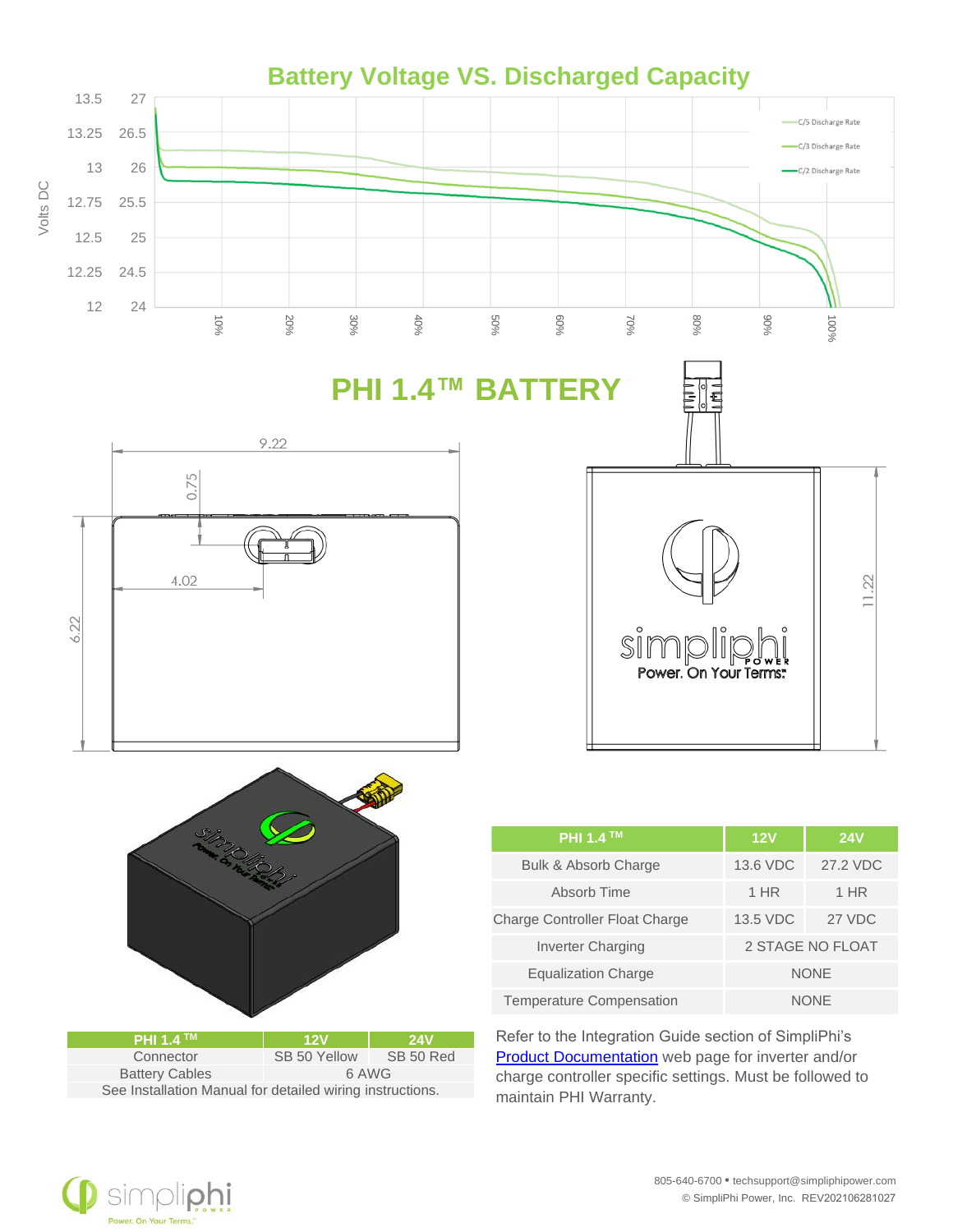## Battery Voltage VS. Discharged Capacity

Volts DC

13.5 27
13.25 26.5
13 26
12.75 25.5
12.5 25
12.25 24.5
12 24

10% 20% 30% 40% 50% 60% 70% 80% 90% 100%

C/5 Discharge Rate
C/3 Discharge Rate
C/2 Discharge Rate

## PHI 1.4™ BATTERY

9.22
0.75
4.02
6.22
11.22

simpliphi POWER
Power. On Your Terms.

| PHI 1.4 ™ | 12V | 24V |
|---|---|---|
| Bulk & Absorb Charge | 13.6 VDC | 27.2 VDC |
| Absorb Time | 1 HR | 1 HR |
| Charge Controller Float Charge | 13.5 VDC | 27 VDC |
| Inverter Charging | 2 STAGE NO FLOAT | |
| Equalization Charge | NONE | |
| Temperature Compensation | NONE | |

| PHI 1.4 ™ | 12V | 24V |
|---|---|---|
| Connector | SB 50 Yellow | SB 50 Red |
| Battery Cables | 6 AWG | |
| See Installation Manual for detailed wiring instructions. | | |

Refer to the Integration Guide section of SimpliPhi's Product Documentation web page for inverter and/or charge controller specific settings. Must be followed to maintain PHI Warranty.

simpliphi POWER
Power. On Your Terms.

805-640-6700 • techsupport@simpliphipower.com
© SimpliPhi Power, Inc. REV202106281027